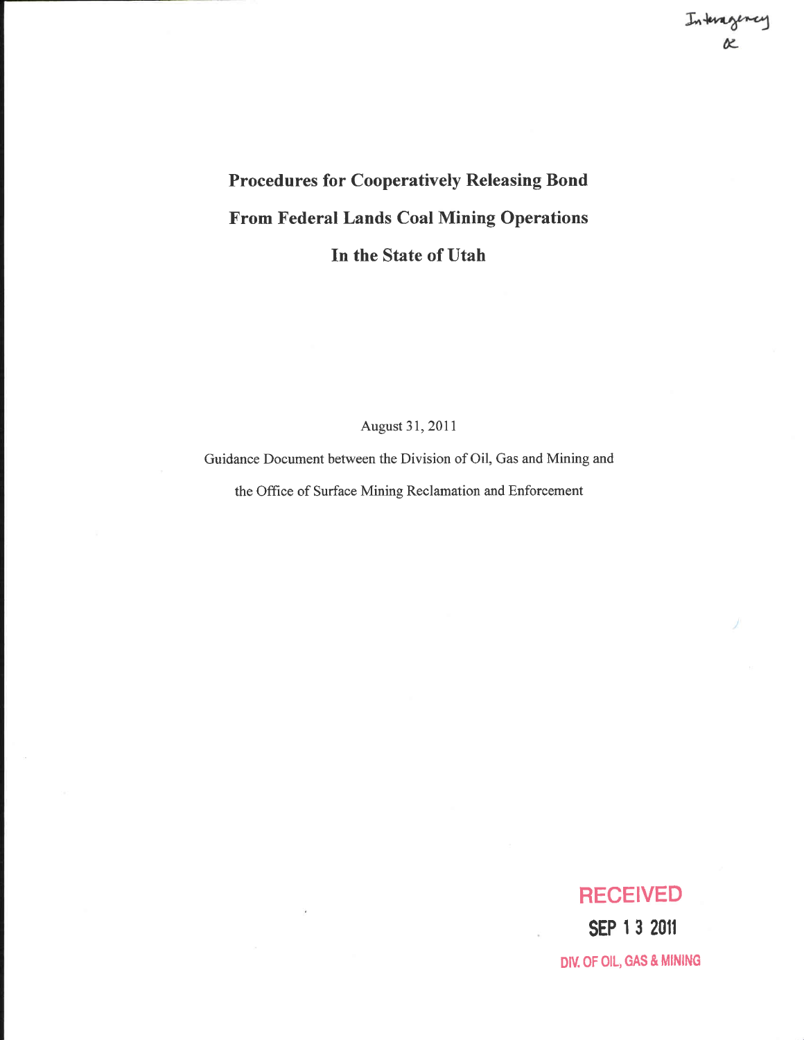Interagency

ac

# Procedures for Cooperatively Releasing Bond From Federal Lands Coal Mining Operations In the State of Utah

August 31, 2011

Guidance Document between the Division of Oil, Gas and Mining and the Office of Surface Mining Reclamation and Enforcement

RECEIVED

SEP 13 2011

DIV. OF OIL, GAS & MINING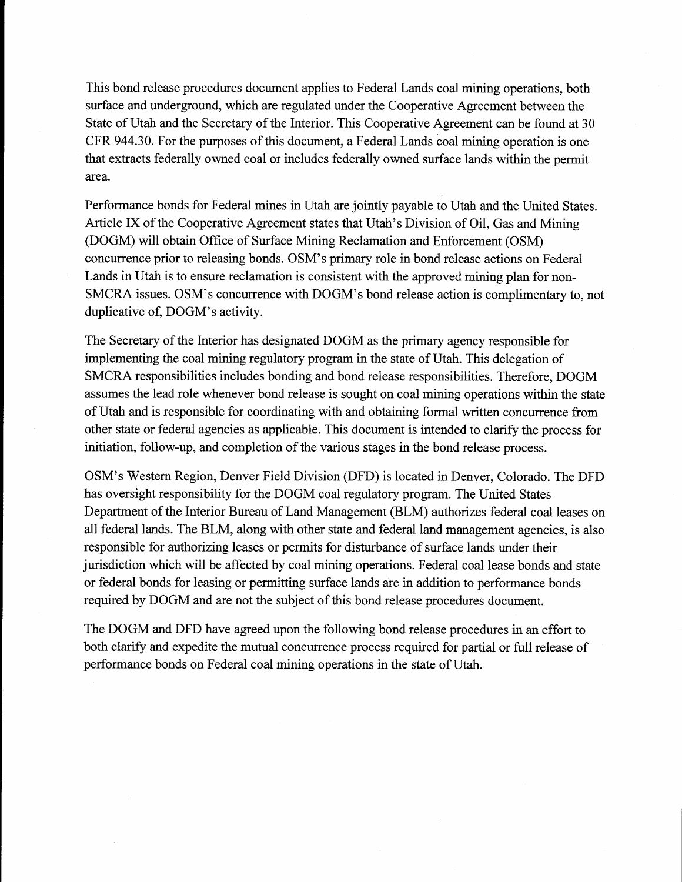This bond release procedures document applies to Federal Lands coal mining operations, both surface and underground, which are regulated under the Cooperative Agreement between the State of Utah and the Secretary of the Interior. This Cooperative Agreement can be found at 30 CFR 944.30. For the purposes of this document, a Federal Lands coal mining operation is one that extracts federally owned coal or includes federally owned surface lands within the permit area.

Performance bonds for Federal mines in Utah are jointly payable to Utah and the United States. Article IX of the Cooperative Agreement states that Utah's Division of Oil, Gas and Mining (DOGM) will obtain Office of Surface Mining Reclamation and Enforcement (OSM) concurrence prior to releasing bonds. OSM's primary role in bond release actions on Federal Lands in Utah is to ensure reclamation is consistent with the approved mining plan for non-SMCRA issues. OSM's concurrence with DOGM's bond release action is complimentary to, not duplicative of, DOGM's activity.

The Secretary of the Interior has designated DOGM as the primary agency responsible for implementing the coal mining regulatory program in the state of Utah. This delegation of SMCRA responsibilities includes bonding and bond release responsibilities. Therefore, DOGM assumes the lead role whenever bond release is sought on coal mining operations within the state of Utah and is responsible for coordinating with and obtaining formal written concurrence from other state or federal agencies as applicable. This document is intended to clarify the process for initiation, follow-up, and completion of the various stages in the bond release process.

OSM's Western Region, Denver Field Division (DFD) is located in Denver, Colorado. The DFD has oversight responsibility for the DOGM coal regulatory program. The United States Department of the Interior Bureau of Land Management (BLM) authorizes federal coal leases on all federal lands. The BLM, along with other state and federal land management agencies, is also responsible for authorizing leases or permits for disturbance of surface lands under their jurisdiction which will be affected by coal mining operations. Federal coal lease bonds and state or federal bonds for leasing or permitting surface lands are in addition to performance bonds required by DOGM and are not the subject of this bond release procedures document.

The DOGM and DFD have agreed upon the following bond release procedures in an effort to both clarify and expedite the mutual concurrence process required for partial or full release of performance bonds on Federal coal mining operations in the state of Utah.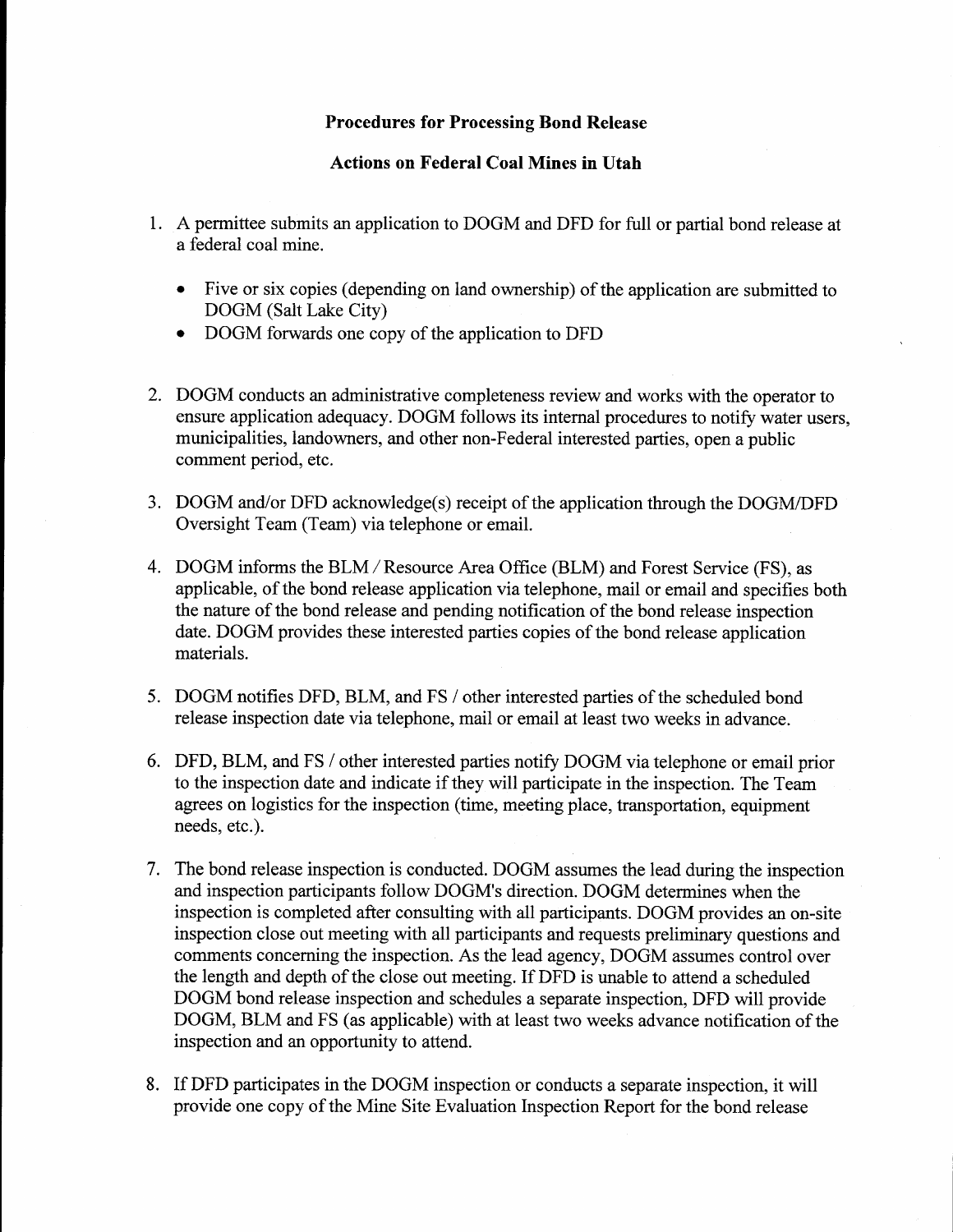**Procedures for Processing Bond Release**

**Actions on Federal Coal Mines in Utah**

1. A permittee submits an application to DOGM and DFD for full or partial bond release at a federal coal mine.

   - Five or six copies (depending on land ownership) of the application are submitted to DOGM (Salt Lake City)
   - DOGM forwards one copy of the application to DFD

2. DOGM conducts an administrative completeness review and works with the operator to ensure application adequacy. DOGM follows its internal procedures to notify water users, municipalities, landowners, and other non-Federal interested parties, open a public comment period, etc.

3. DOGM and/or DFD acknowledge(s) receipt of the application through the DOGM/DFD Oversight Team (Team) via telephone or email.

4. DOGM informs the BLM / Resource Area Office (BLM) and Forest Service (FS), as applicable, of the bond release application via telephone, mail or email and specifies both the nature of the bond release and pending notification of the bond release inspection date. DOGM provides these interested parties copies of the bond release application materials.

5. DOGM notifies DFD, BLM, and FS / other interested parties of the scheduled bond release inspection date via telephone, mail or email at least two weeks in advance.

6. DFD, BLM, and FS / other interested parties notify DOGM via telephone or email prior to the inspection date and indicate if they will participate in the inspection. The Team agrees on logistics for the inspection (time, meeting place, transportation, equipment needs, etc.).

7. The bond release inspection is conducted. DOGM assumes the lead during the inspection and inspection participants follow DOGM's direction. DOGM determines when the inspection is completed after consulting with all participants. DOGM provides an on-site inspection close out meeting with all participants and requests preliminary questions and comments concerning the inspection. As the lead agency, DOGM assumes control over the length and depth of the close out meeting. If DFD is unable to attend a scheduled DOGM bond release inspection and schedules a separate inspection, DFD will provide DOGM, BLM and FS (as applicable) with at least two weeks advance notification of the inspection and an opportunity to attend.

8. If DFD participates in the DOGM inspection or conducts a separate inspection, it will provide one copy of the Mine Site Evaluation Inspection Report for the bond release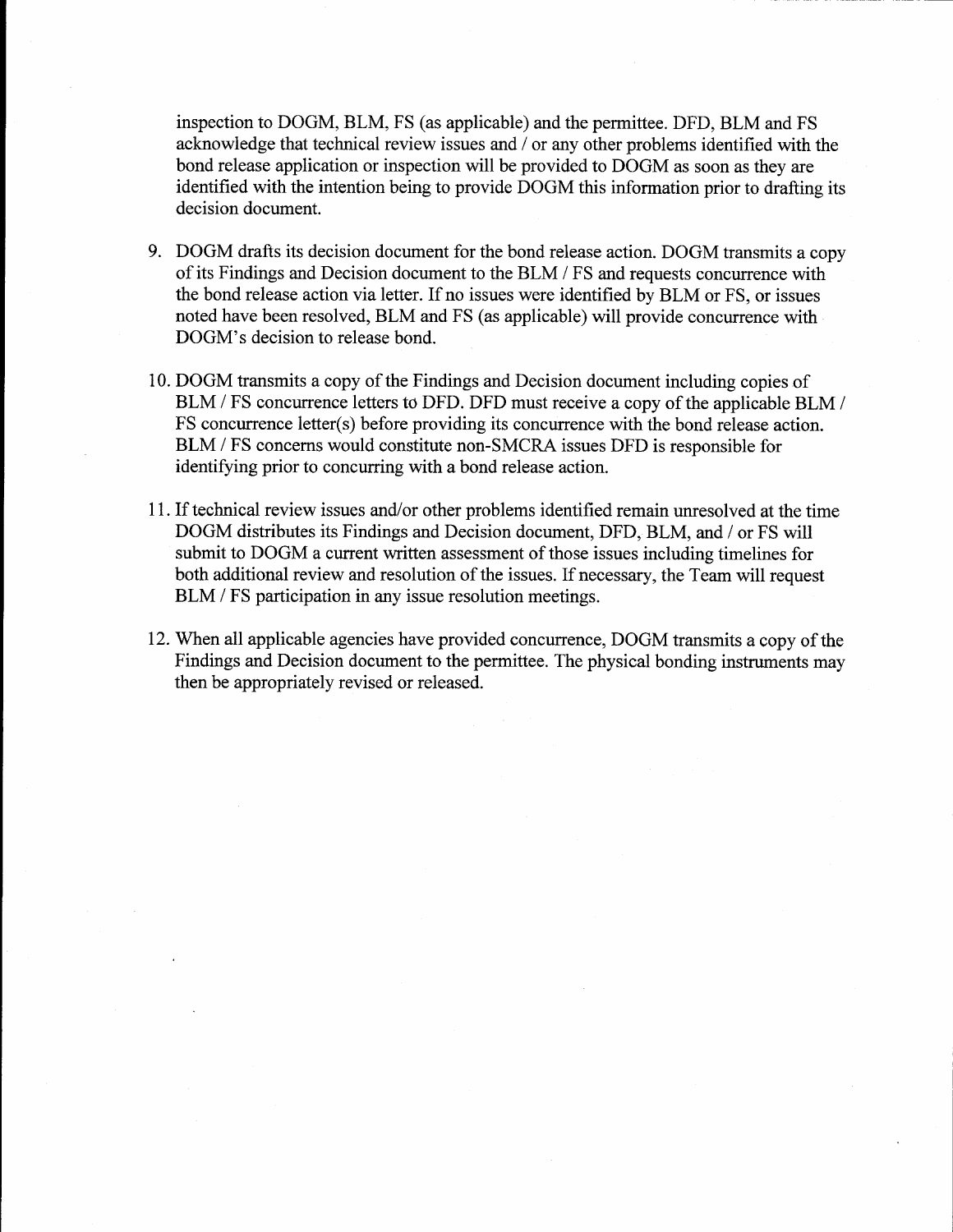inspection to DOGM, BLM, FS (as applicable) and the permittee. DFD, BLM and FS acknowledge that technical review issues and / or any other problems identified with the bond release application or inspection will be provided to DOGM as soon as they are identified with the intention being to provide DOGM this information prior to drafting its decision document.

9. DOGM drafts its decision document for the bond release action. DOGM transmits a copy of its Findings and Decision document to the BLM / FS and requests concurrence with the bond release action via letter. If no issues were identified by BLM or FS, or issues noted have been resolved, BLM and FS (as applicable) will provide concurrence with DOGM's decision to release bond.

10. DOGM transmits a copy of the Findings and Decision document including copies of BLM / FS concurrence letters to DFD. DFD must receive a copy of the applicable BLM / FS concurrence letter(s) before providing its concurrence with the bond release action. BLM / FS concerns would constitute non-SMCRA issues DFD is responsible for identifying prior to concurring with a bond release action.

11. If technical review issues and/or other problems identified remain unresolved at the time DOGM distributes its Findings and Decision document, DFD, BLM, and / or FS will submit to DOGM a current written assessment of those issues including timelines for both additional review and resolution of the issues. If necessary, the Team will request BLM / FS participation in any issue resolution meetings.

12. When all applicable agencies have provided concurrence, DOGM transmits a copy of the Findings and Decision document to the permittee. The physical bonding instruments may then be appropriately revised or released.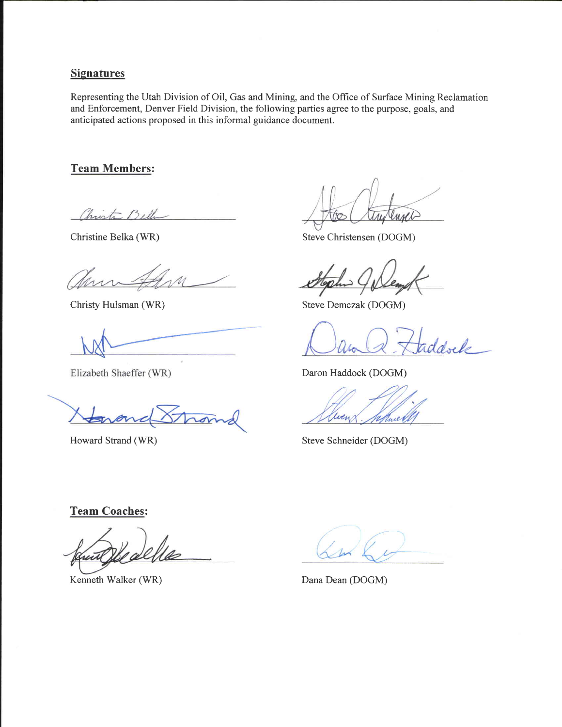## Signatures

Representing the Utah Division of Oil, Gas and Mining, and the Office of Surface Mining Reclamation and Enforcement, Denver Field Division, the following parties agree to the purpose, goals, and anticipated actions proposed in this informal guidance document.

### Team Members:

Christine Belka (WR)

Christy Hulsman (WR)

Elizabeth Shaeffer (WR)

Howard Strand (WR)

Steve Christensen (DOGM)

Steve Demczak (DOGM)

Daron Haddock (DOGM)

Steve Schneider (DOGM)

### Team Coaches:

Kenneth Walker (WR)

Dana Dean (DOGM)